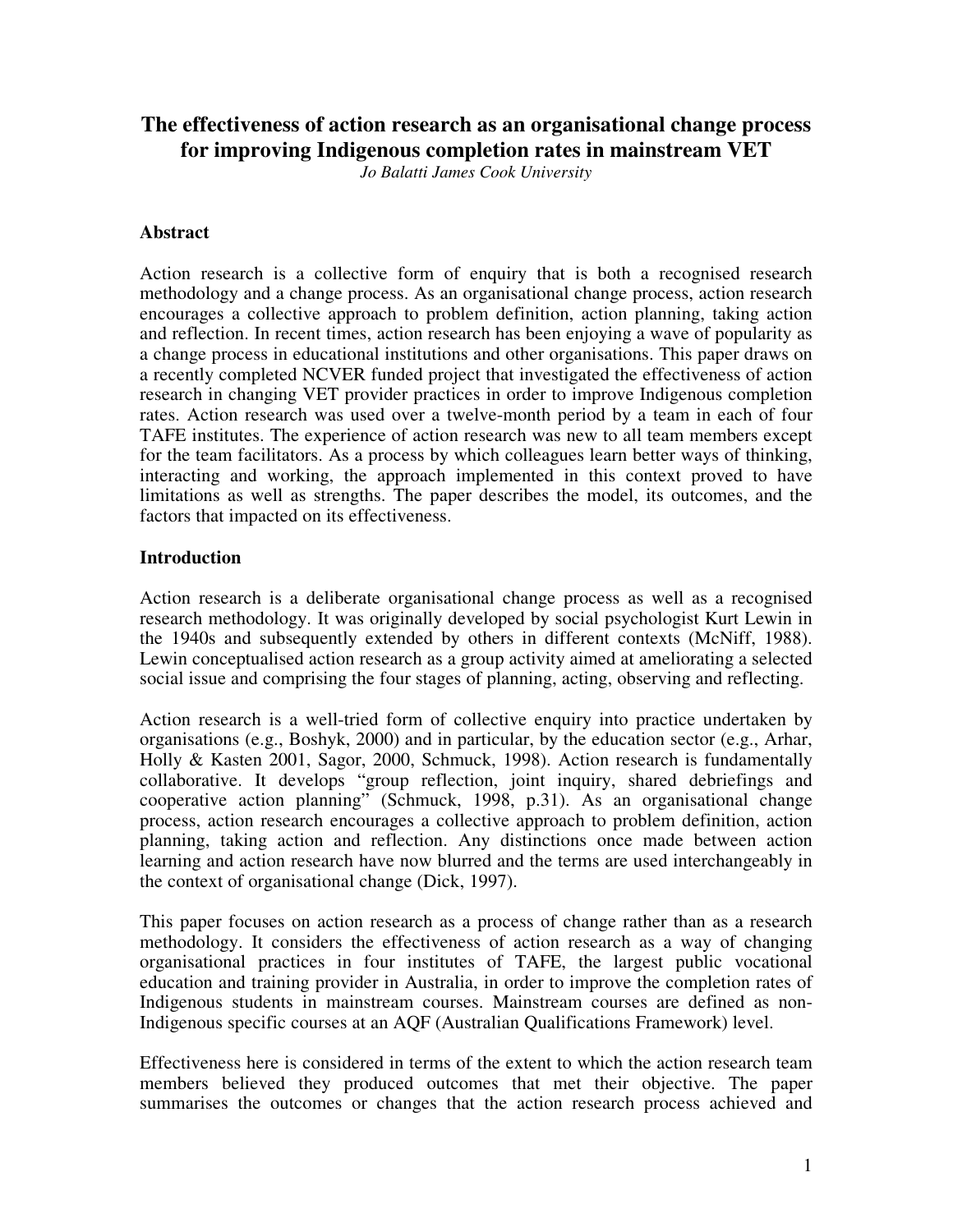# The effectiveness of action research as an organisational change process for improving Indigenous completion rates in mainstream VET

*Jo Balatti James Cook University*

## Abstract

Action research is a collective form of enquiry that is both a recognised research methodology and a change process. As an organisational change process, action research encourages a collective approach to problem definition, action planning, taking action and reflection. In recent times, action research has been enjoying a wave of popularity as a change process in educational institutions and other organisations. This paper draws on a recently completed NCVER funded project that investigated the effectiveness of action research in changing VET provider practices in order to improve Indigenous completion rates. Action research was used over a twelve-month period by a team in each of four TAFE institutes. The experience of action research was new to all team members except for the team facilitators. As a process by which colleagues learn better ways of thinking, interacting and working, the approach implemented in this context proved to have limitations as well as strengths. The paper describes the model, its outcomes, and the factors that impacted on its effectiveness.

## Introduction

Action research is a deliberate organisational change process as well as a recognised research methodology. It was originally developed by social psychologist Kurt Lewin in the 1940s and subsequently extended by others in different contexts (McNiff, 1988). Lewin conceptualised action research as a group activity aimed at ameliorating a selected social issue and comprising the four stages of planning, acting, observing and reflecting.

Action research is a well-tried form of collective enquiry into practice undertaken by organisations (e.g., Boshyk, 2000) and in particular, by the education sector (e.g., Arhar, Holly & Kasten 2001, Sagor, 2000, Schmuck, 1998). Action research is fundamentally collaborative. It develops "group reflection, joint inquiry, shared debriefings and cooperative action planning" (Schmuck, 1998, p.31). As an organisational change process, action research encourages a collective approach to problem definition, action planning, taking action and reflection. Any distinctions once made between action learning and action research have now blurred and the terms are used interchangeably in the context of organisational change (Dick, 1997).

This paper focuses on action research as a process of change rather than as a research methodology. It considers the effectiveness of action research as a way of changing organisational practices in four institutes of TAFE, the largest public vocational education and training provider in Australia, in order to improve the completion rates of Indigenous students in mainstream courses. Mainstream courses are defined as non-Indigenous specific courses at an AQF (Australian Qualifications Framework) level.

Effectiveness here is considered in terms of the extent to which the action research team members believed they produced outcomes that met their objective. The paper summarises the outcomes or changes that the action research process achieved and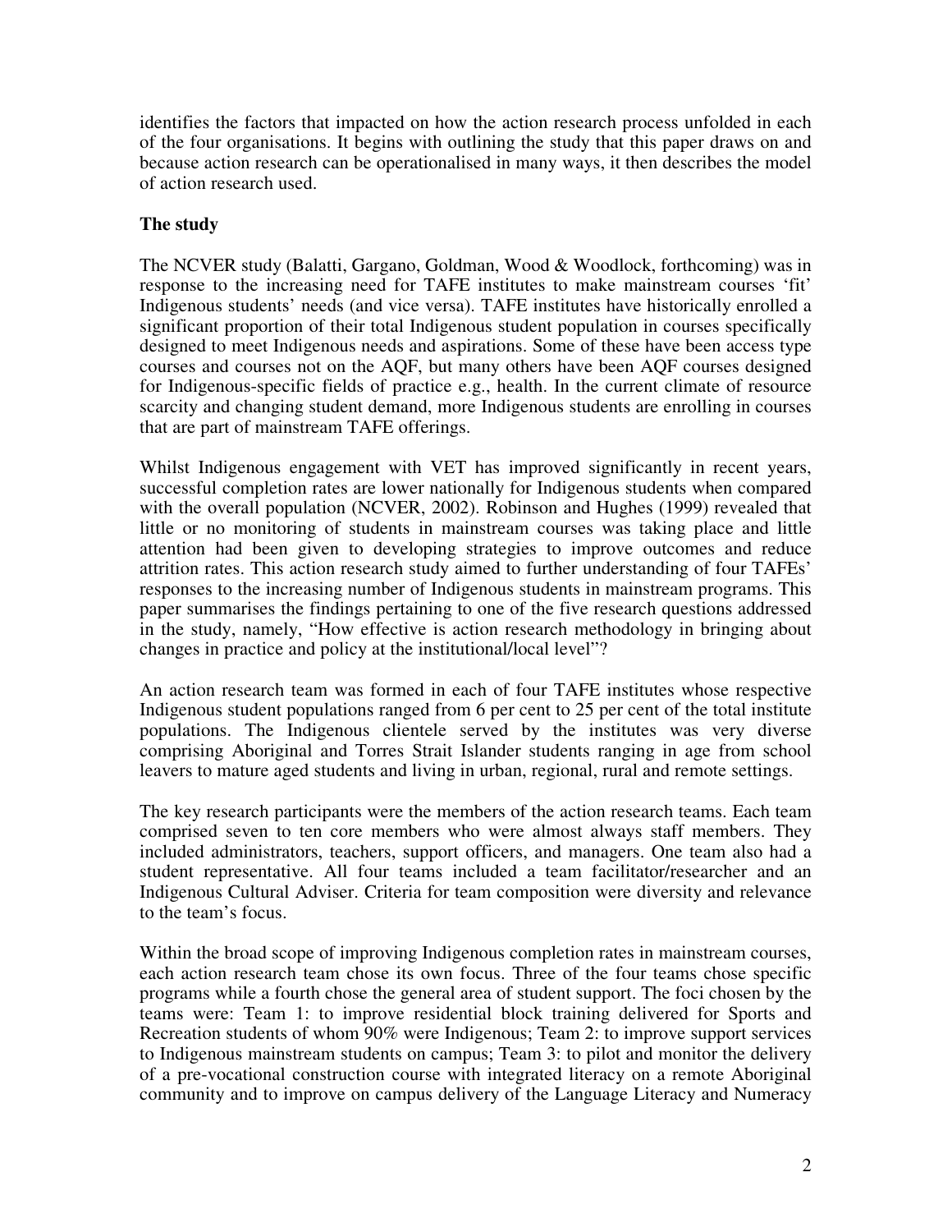identifies the factors that impacted on how the action research process unfolded in each of the four organisations. It begins with outlining the study that this paper draws on and because action research can be operationalised in many ways, it then describes the model of action research used.

## The study

The NCVER study (Balatti, Gargano, Goldman, Wood & Woodlock, forthcoming) was in response to the increasing need for TAFE institutes to make mainstream courses 'fit' Indigenous students' needs (and vice versa). TAFE institutes have historically enrolled a significant proportion of their total Indigenous student population in courses specifically designed to meet Indigenous needs and aspirations. Some of these have been access type courses and courses not on the AQF, but many others have been AQF courses designed for Indigenous-specific fields of practice e.g., health. In the current climate of resource scarcity and changing student demand, more Indigenous students are enrolling in courses that are part of mainstream TAFE offerings.

Whilst Indigenous engagement with VET has improved significantly in recent years, successful completion rates are lower nationally for Indigenous students when compared with the overall population (NCVER, 2002). Robinson and Hughes (1999) revealed that little or no monitoring of students in mainstream courses was taking place and little attention had been given to developing strategies to improve outcomes and reduce attrition rates. This action research study aimed to further understanding of four TAFEs' responses to the increasing number of Indigenous students in mainstream programs. This paper summarises the findings pertaining to one of the five research questions addressed in the study, namely, "How effective is action research methodology in bringing about changes in practice and policy at the institutional/local level"?

An action research team was formed in each of four TAFE institutes whose respective Indigenous student populations ranged from 6 per cent to 25 per cent of the total institute populations. The Indigenous clientele served by the institutes was very diverse comprising Aboriginal and Torres Strait Islander students ranging in age from school leavers to mature aged students and living in urban, regional, rural and remote settings.

The key research participants were the members of the action research teams. Each team comprised seven to ten core members who were almost always staff members. They included administrators, teachers, support officers, and managers. One team also had a student representative. All four teams included a team facilitator/researcher and an Indigenous Cultural Adviser. Criteria for team composition were diversity and relevance to the team's focus.

Within the broad scope of improving Indigenous completion rates in mainstream courses, each action research team chose its own focus. Three of the four teams chose specific programs while a fourth chose the general area of student support. The foci chosen by the teams were: Team 1: to improve residential block training delivered for Sports and Recreation students of whom 90% were Indigenous; Team 2: to improve support services to Indigenous mainstream students on campus; Team 3: to pilot and monitor the delivery of a pre-vocational construction course with integrated literacy on a remote Aboriginal community and to improve on campus delivery of the Language Literacy and Numeracy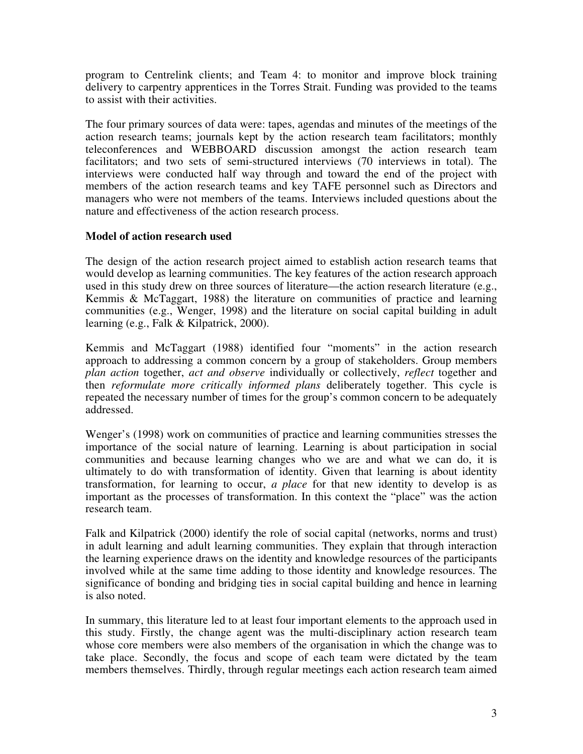program to Centrelink clients; and Team 4: to monitor and improve block training delivery to carpentry apprentices in the Torres Strait. Funding was provided to the teams to assist with their activities.

The four primary sources of data were: tapes, agendas and minutes of the meetings of the action research teams; journals kept by the action research team facilitators; monthly teleconferences and WEBBOARD discussion amongst the action research team facilitators; and two sets of semi-structured interviews (70 interviews in total). The interviews were conducted half way through and toward the end of the project with members of the action research teams and key TAFE personnel such as Directors and managers who were not members of the teams. Interviews included questions about the nature and effectiveness of the action research process.

**Model of action research used**

The design of the action research project aimed to establish action research teams that would develop as learning communities. The key features of the action research approach used in this study drew on three sources of literature—the action research literature (e.g., Kemmis & McTaggart, 1988) the literature on communities of practice and learning communities (e.g., Wenger, 1998) and the literature on social capital building in adult learning (e.g., Falk & Kilpatrick, 2000).

Kemmis and McTaggart (1988) identified four "moments" in the action research approach to addressing a common concern by a group of stakeholders. Group members *plan action* together, *act and observe* individually or collectively, *reflect* together and then *reformulate more critically informed plans* deliberately together. This cycle is repeated the necessary number of times for the group's common concern to be adequately addressed.

Wenger's (1998) work on communities of practice and learning communities stresses the importance of the social nature of learning. Learning is about participation in social communities and because learning changes who we are and what we can do, it is ultimately to do with transformation of identity. Given that learning is about identity transformation, for learning to occur, *a place* for that new identity to develop is as important as the processes of transformation. In this context the "place" was the action research team.

Falk and Kilpatrick (2000) identify the role of social capital (networks, norms and trust) in adult learning and adult learning communities. They explain that through interaction the learning experience draws on the identity and knowledge resources of the participants involved while at the same time adding to those identity and knowledge resources. The significance of bonding and bridging ties in social capital building and hence in learning is also noted.

In summary, this literature led to at least four important elements to the approach used in this study. Firstly, the change agent was the multi-disciplinary action research team whose core members were also members of the organisation in which the change was to take place. Secondly, the focus and scope of each team were dictated by the team members themselves. Thirdly, through regular meetings each action research team aimed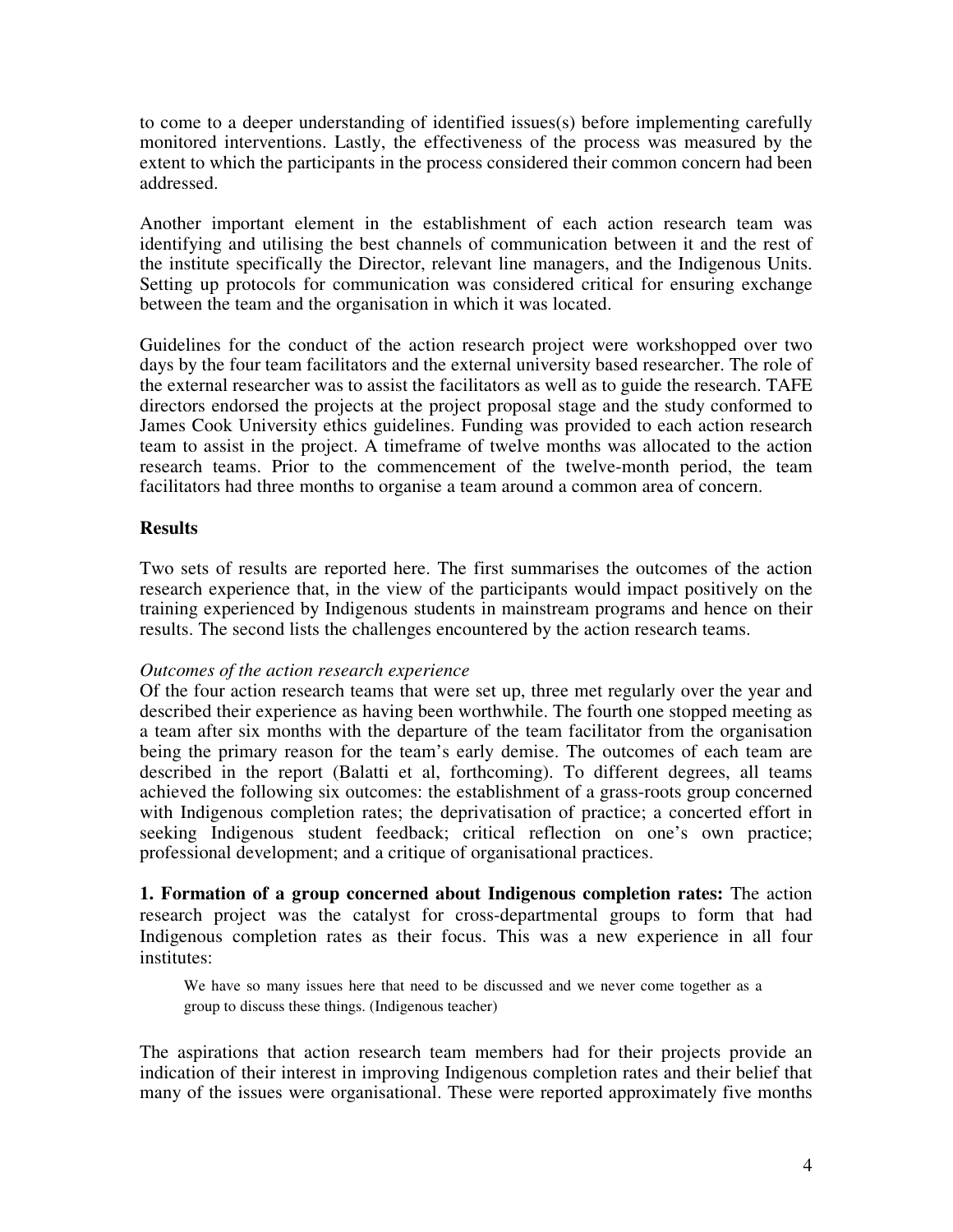to come to a deeper understanding of identified issues(s) before implementing carefully monitored interventions. Lastly, the effectiveness of the process was measured by the extent to which the participants in the process considered their common concern had been addressed.

Another important element in the establishment of each action research team was identifying and utilising the best channels of communication between it and the rest of the institute specifically the Director, relevant line managers, and the Indigenous Units. Setting up protocols for communication was considered critical for ensuring exchange between the team and the organisation in which it was located.

Guidelines for the conduct of the action research project were workshopped over two days by the four team facilitators and the external university based researcher. The role of the external researcher was to assist the facilitators as well as to guide the research. TAFE directors endorsed the projects at the project proposal stage and the study conformed to James Cook University ethics guidelines. Funding was provided to each action research team to assist in the project. A timeframe of twelve months was allocated to the action research teams. Prior to the commencement of the twelve-month period, the team facilitators had three months to organise a team around a common area of concern.

## Results

Two sets of results are reported here. The first summarises the outcomes of the action research experience that, in the view of the participants would impact positively on the training experienced by Indigenous students in mainstream programs and hence on their results. The second lists the challenges encountered by the action research teams.

*Outcomes of the action research experience*

Of the four action research teams that were set up, three met regularly over the year and described their experience as having been worthwhile. The fourth one stopped meeting as a team after six months with the departure of the team facilitator from the organisation being the primary reason for the team's early demise. The outcomes of each team are described in the report (Balatti et al, forthcoming). To different degrees, all teams achieved the following six outcomes: the establishment of a grass-roots group concerned with Indigenous completion rates; the deprivatisation of practice; a concerted effort in seeking Indigenous student feedback; critical reflection on one's own practice; professional development; and a critique of organisational practices.

**1. Formation of a group concerned about Indigenous completion rates:** The action research project was the catalyst for cross-departmental groups to form that had Indigenous completion rates as their focus. This was a new experience in all four institutes:

> We have so many issues here that need to be discussed and we never come together as a group to discuss these things. (Indigenous teacher)

The aspirations that action research team members had for their projects provide an indication of their interest in improving Indigenous completion rates and their belief that many of the issues were organisational. These were reported approximately five months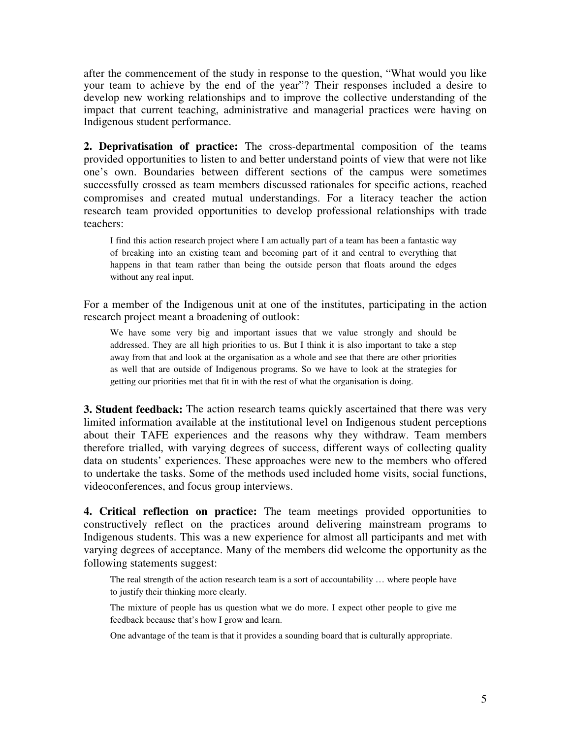after the commencement of the study in response to the question, “What would you like your team to achieve by the end of the year”? Their responses included a desire to develop new working relationships and to improve the collective understanding of the impact that current teaching, administrative and managerial practices were having on Indigenous student performance.

**2. Deprivatisation of practice:** The cross-departmental composition of the teams provided opportunities to listen to and better understand points of view that were not like one’s own. Boundaries between different sections of the campus were sometimes successfully crossed as team members discussed rationales for specific actions, reached compromises and created mutual understandings. For a literacy teacher the action research team provided opportunities to develop professional relationships with trade teachers:

> I find this action research project where I am actually part of a team has been a fantastic way of breaking into an existing team and becoming part of it and central to everything that happens in that team rather than being the outside person that floats around the edges without any real input.

For a member of the Indigenous unit at one of the institutes, participating in the action research project meant a broadening of outlook:

> We have some very big and important issues that we value strongly and should be addressed. They are all high priorities to us. But I think it is also important to take a step away from that and look at the organisation as a whole and see that there are other priorities as well that are outside of Indigenous programs. So we have to look at the strategies for getting our priorities met that fit in with the rest of what the organisation is doing.

**3. Student feedback:** The action research teams quickly ascertained that there was very limited information available at the institutional level on Indigenous student perceptions about their TAFE experiences and the reasons why they withdraw. Team members therefore trialled, with varying degrees of success, different ways of collecting quality data on students’ experiences. These approaches were new to the members who offered to undertake the tasks. Some of the methods used included home visits, social functions, videoconferences, and focus group interviews.

**4. Critical reflection on practice:** The team meetings provided opportunities to constructively reflect on the practices around delivering mainstream programs to Indigenous students. This was a new experience for almost all participants and met with varying degrees of acceptance. Many of the members did welcome the opportunity as the following statements suggest:

> The real strength of the action research team is a sort of accountability … where people have to justify their thinking more clearly.
>
> The mixture of people has us question what we do more. I expect other people to give me feedback because that’s how I grow and learn.
>
> One advantage of the team is that it provides a sounding board that is culturally appropriate.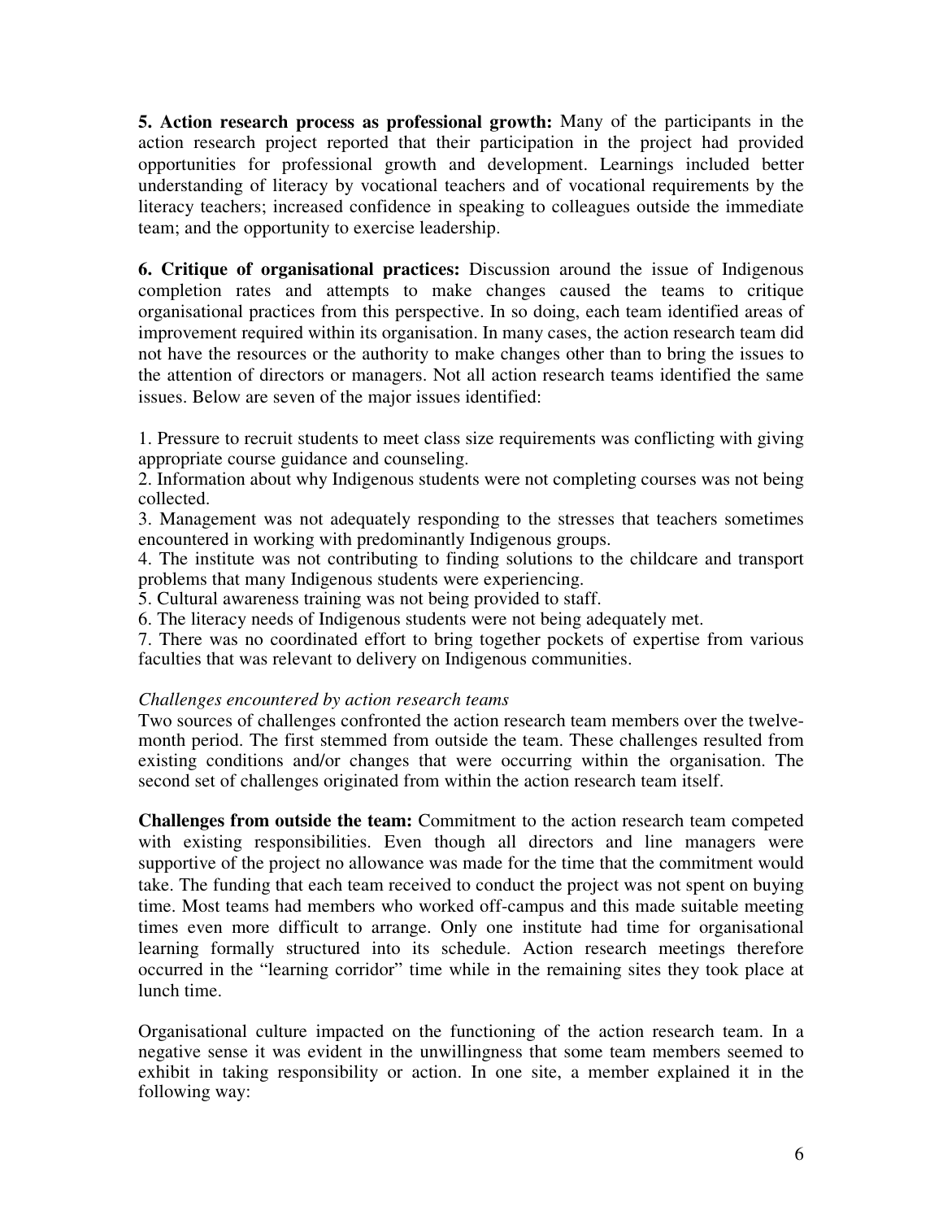**5. Action research process as professional growth:** Many of the participants in the action research project reported that their participation in the project had provided opportunities for professional growth and development. Learnings included better understanding of literacy by vocational teachers and of vocational requirements by the literacy teachers; increased confidence in speaking to colleagues outside the immediate team; and the opportunity to exercise leadership.

**6. Critique of organisational practices:** Discussion around the issue of Indigenous completion rates and attempts to make changes caused the teams to critique organisational practices from this perspective. In so doing, each team identified areas of improvement required within its organisation. In many cases, the action research team did not have the resources or the authority to make changes other than to bring the issues to the attention of directors or managers. Not all action research teams identified the same issues. Below are seven of the major issues identified:

1. Pressure to recruit students to meet class size requirements was conflicting with giving appropriate course guidance and counseling.
2. Information about why Indigenous students were not completing courses was not being collected.
3. Management was not adequately responding to the stresses that teachers sometimes encountered in working with predominantly Indigenous groups.
4. The institute was not contributing to finding solutions to the childcare and transport problems that many Indigenous students were experiencing.
5. Cultural awareness training was not being provided to staff.
6. The literacy needs of Indigenous students were not being adequately met.
7. There was no coordinated effort to bring together pockets of expertise from various faculties that was relevant to delivery on Indigenous communities.

*Challenges encountered by action research teams*

Two sources of challenges confronted the action research team members over the twelve-month period. The first stemmed from outside the team. These challenges resulted from existing conditions and/or changes that were occurring within the organisation. The second set of challenges originated from within the action research team itself.

**Challenges from outside the team:** Commitment to the action research team competed with existing responsibilities. Even though all directors and line managers were supportive of the project no allowance was made for the time that the commitment would take. The funding that each team received to conduct the project was not spent on buying time. Most teams had members who worked off-campus and this made suitable meeting times even more difficult to arrange. Only one institute had time for organisational learning formally structured into its schedule. Action research meetings therefore occurred in the "learning corridor" time while in the remaining sites they took place at lunch time.

Organisational culture impacted on the functioning of the action research team. In a negative sense it was evident in the unwillingness that some team members seemed to exhibit in taking responsibility or action. In one site, a member explained it in the following way: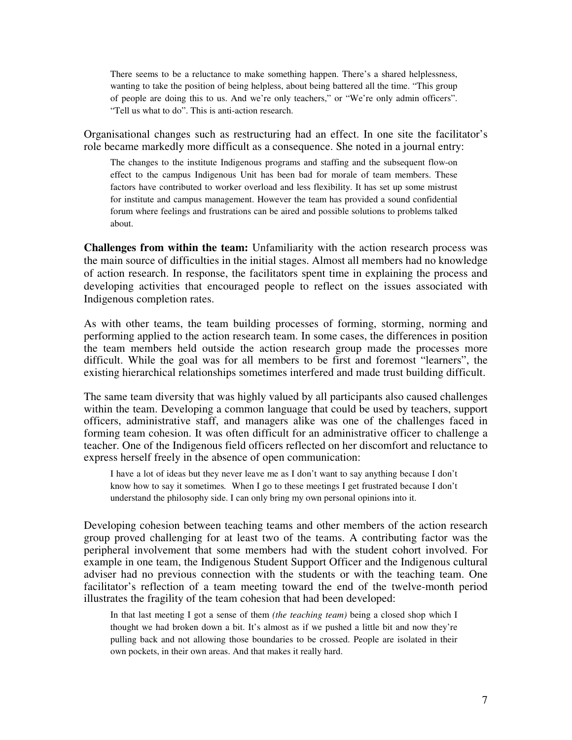> There seems to be a reluctance to make something happen. There's a shared helplessness, wanting to take the position of being helpless, about being battered all the time. "This group of people are doing this to us. And we're only teachers," or "We're only admin officers". "Tell us what to do". This is anti-action research.

Organisational changes such as restructuring had an effect. In one site the facilitator's role became markedly more difficult as a consequence. She noted in a journal entry:

> The changes to the institute Indigenous programs and staffing and the subsequent flow-on effect to the campus Indigenous Unit has been bad for morale of team members. These factors have contributed to worker overload and less flexibility. It has set up some mistrust for institute and campus management. However the team has provided a sound confidential forum where feelings and frustrations can be aired and possible solutions to problems talked about.

**Challenges from within the team:** Unfamiliarity with the action research process was the main source of difficulties in the initial stages. Almost all members had no knowledge of action research. In response, the facilitators spent time in explaining the process and developing activities that encouraged people to reflect on the issues associated with Indigenous completion rates.

As with other teams, the team building processes of forming, storming, norming and performing applied to the action research team. In some cases, the differences in position the team members held outside the action research group made the processes more difficult. While the goal was for all members to be first and foremost "learners", the existing hierarchical relationships sometimes interfered and made trust building difficult.

The same team diversity that was highly valued by all participants also caused challenges within the team. Developing a common language that could be used by teachers, support officers, administrative staff, and managers alike was one of the challenges faced in forming team cohesion. It was often difficult for an administrative officer to challenge a teacher. One of the Indigenous field officers reflected on her discomfort and reluctance to express herself freely in the absence of open communication:

> I have a lot of ideas but they never leave me as I don't want to say anything because I don't know how to say it sometimes. When I go to these meetings I get frustrated because I don't understand the philosophy side. I can only bring my own personal opinions into it.

Developing cohesion between teaching teams and other members of the action research group proved challenging for at least two of the teams. A contributing factor was the peripheral involvement that some members had with the student cohort involved. For example in one team, the Indigenous Student Support Officer and the Indigenous cultural adviser had no previous connection with the students or with the teaching team. One facilitator's reflection of a team meeting toward the end of the twelve-month period illustrates the fragility of the team cohesion that had been developed:

> In that last meeting I got a sense of them *(the teaching team)* being a closed shop which I thought we had broken down a bit. It's almost as if we pushed a little bit and now they're pulling back and not allowing those boundaries to be crossed. People are isolated in their own pockets, in their own areas. And that makes it really hard.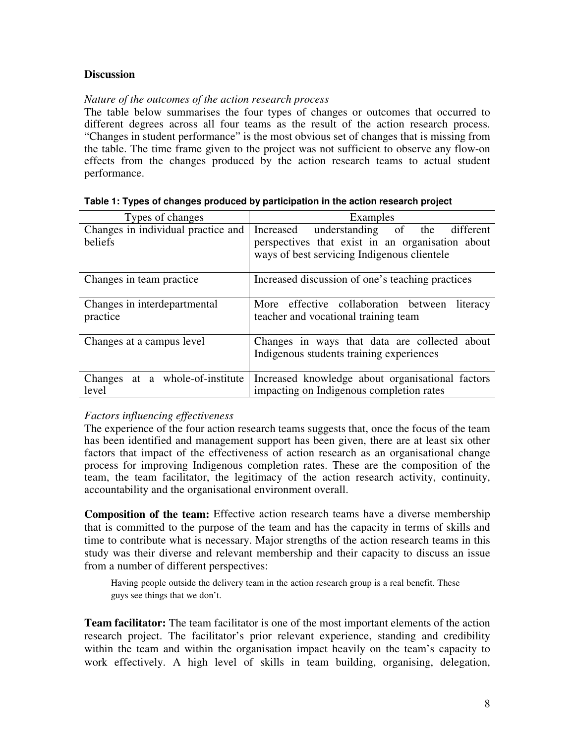**Discussion**

*Nature of the outcomes of the action research process*

The table below summarises the four types of changes or outcomes that occurred to different degrees across all four teams as the result of the action research process. "Changes in student performance" is the most obvious set of changes that is missing from the table. The time frame given to the project was not sufficient to observe any flow-on effects from the changes produced by the action research teams to actual student performance.

**Table 1: Types of changes produced by participation in the action research project**

| Types of changes | Examples |
|---|---|
| Changes in individual practice and beliefs | Increased understanding of the different perspectives that exist in an organisation about ways of best servicing Indigenous clientele |
| Changes in team practice | Increased discussion of one's teaching practices |
| Changes in interdepartmental practice | More effective collaboration between literacy teacher and vocational training team |
| Changes at a campus level | Changes in ways that data are collected about Indigenous students training experiences |
| Changes at a whole-of-institute level | Increased knowledge about organisational factors impacting on Indigenous completion rates |

*Factors influencing effectiveness*

The experience of the four action research teams suggests that, once the focus of the team has been identified and management support has been given, there are at least six other factors that impact of the effectiveness of action research as an organisational change process for improving Indigenous completion rates. These are the composition of the team, the team facilitator, the legitimacy of the action research activity, continuity, accountability and the organisational environment overall.

**Composition of the team:** Effective action research teams have a diverse membership that is committed to the purpose of the team and has the capacity in terms of skills and time to contribute what is necessary. Major strengths of the action research teams in this study was their diverse and relevant membership and their capacity to discuss an issue from a number of different perspectives:

> Having people outside the delivery team in the action research group is a real benefit. These guys see things that we don't.

**Team facilitator:** The team facilitator is one of the most important elements of the action research project. The facilitator's prior relevant experience, standing and credibility within the team and within the organisation impact heavily on the team's capacity to work effectively. A high level of skills in team building, organising, delegation,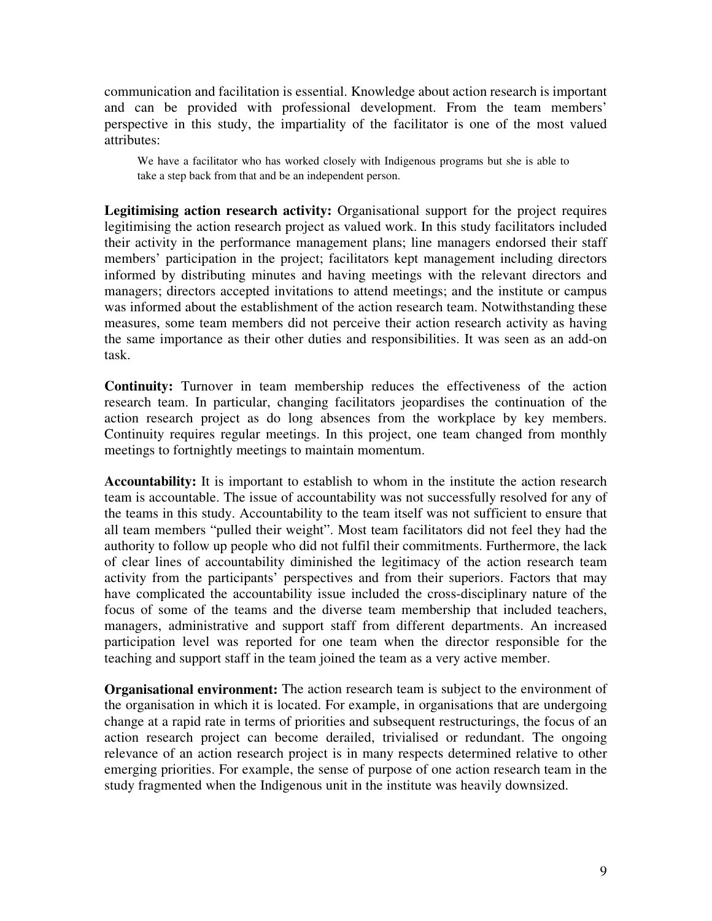communication and facilitation is essential. Knowledge about action research is important and can be provided with professional development. From the team members' perspective in this study, the impartiality of the facilitator is one of the most valued attributes:

> We have a facilitator who has worked closely with Indigenous programs but she is able to take a step back from that and be an independent person.

**Legitimising action research activity:** Organisational support for the project requires legitimising the action research project as valued work. In this study facilitators included their activity in the performance management plans; line managers endorsed their staff members' participation in the project; facilitators kept management including directors informed by distributing minutes and having meetings with the relevant directors and managers; directors accepted invitations to attend meetings; and the institute or campus was informed about the establishment of the action research team. Notwithstanding these measures, some team members did not perceive their action research activity as having the same importance as their other duties and responsibilities. It was seen as an add-on task.

**Continuity:** Turnover in team membership reduces the effectiveness of the action research team. In particular, changing facilitators jeopardises the continuation of the action research project as do long absences from the workplace by key members. Continuity requires regular meetings. In this project, one team changed from monthly meetings to fortnightly meetings to maintain momentum.

**Accountability:** It is important to establish to whom in the institute the action research team is accountable. The issue of accountability was not successfully resolved for any of the teams in this study. Accountability to the team itself was not sufficient to ensure that all team members "pulled their weight". Most team facilitators did not feel they had the authority to follow up people who did not fulfil their commitments. Furthermore, the lack of clear lines of accountability diminished the legitimacy of the action research team activity from the participants' perspectives and from their superiors. Factors that may have complicated the accountability issue included the cross-disciplinary nature of the focus of some of the teams and the diverse team membership that included teachers, managers, administrative and support staff from different departments. An increased participation level was reported for one team when the director responsible for the teaching and support staff in the team joined the team as a very active member.

**Organisational environment:** The action research team is subject to the environment of the organisation in which it is located. For example, in organisations that are undergoing change at a rapid rate in terms of priorities and subsequent restructurings, the focus of an action research project can become derailed, trivialised or redundant. The ongoing relevance of an action research project is in many respects determined relative to other emerging priorities. For example, the sense of purpose of one action research team in the study fragmented when the Indigenous unit in the institute was heavily downsized.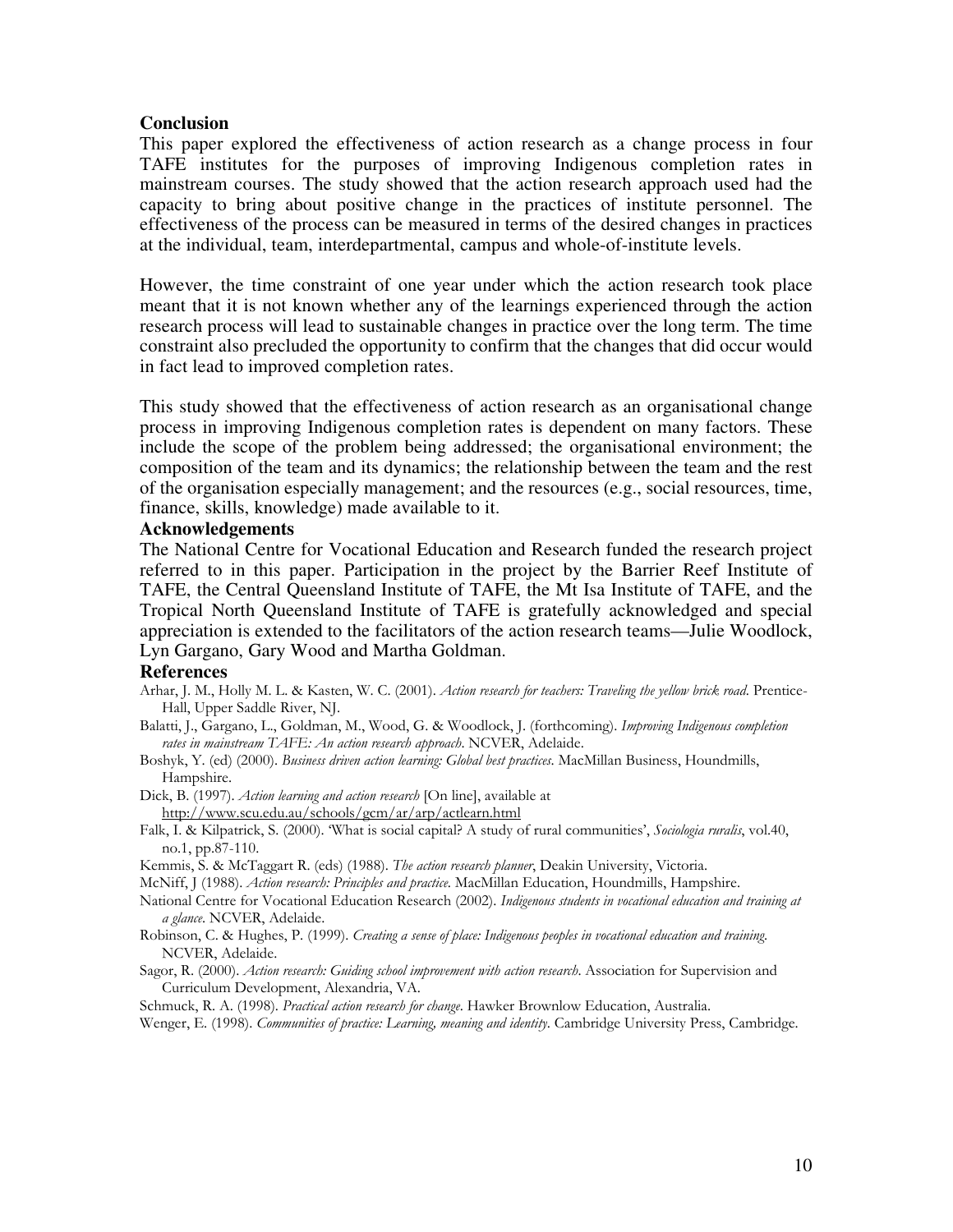## Conclusion

This paper explored the effectiveness of action research as a change process in four TAFE institutes for the purposes of improving Indigenous completion rates in mainstream courses. The study showed that the action research approach used had the capacity to bring about positive change in the practices of institute personnel. The effectiveness of the process can be measured in terms of the desired changes in practices at the individual, team, interdepartmental, campus and whole-of-institute levels.

However, the time constraint of one year under which the action research took place meant that it is not known whether any of the learnings experienced through the action research process will lead to sustainable changes in practice over the long term. The time constraint also precluded the opportunity to confirm that the changes that did occur would in fact lead to improved completion rates.

This study showed that the effectiveness of action research as an organisational change process in improving Indigenous completion rates is dependent on many factors. These include the scope of the problem being addressed; the organisational environment; the composition of the team and its dynamics; the relationship between the team and the rest of the organisation especially management; and the resources (e.g., social resources, time, finance, skills, knowledge) made available to it.

## Acknowledgements

The National Centre for Vocational Education and Research funded the research project referred to in this paper. Participation in the project by the Barrier Reef Institute of TAFE, the Central Queensland Institute of TAFE, the Mt Isa Institute of TAFE, and the Tropical North Queensland Institute of TAFE is gratefully acknowledged and special appreciation is extended to the facilitators of the action research teams—Julie Woodlock, Lyn Gargano, Gary Wood and Martha Goldman.

## References

Arhar, J. M., Holly M. L. & Kasten, W. C. (2001). *Action research for teachers: Traveling the yellow brick road*. Prentice-Hall, Upper Saddle River, NJ.

Balatti, J., Gargano, L., Goldman, M., Wood, G. & Woodlock, J. (forthcoming). *Improving Indigenous completion rates in mainstream TAFE: An action research approach*. NCVER, Adelaide.

Boshyk, Y. (ed) (2000). *Business driven action learning: Global best practices*. MacMillan Business, Houndmills, Hampshire.

Dick, B. (1997). *Action learning and action research* [On line], available at http://www.scu.edu.au/schools/gcm/ar/arp/actlearn.html

Falk, I. & Kilpatrick, S. (2000). 'What is social capital? A study of rural communities', *Sociologia ruralis*, vol.40, no.1, pp.87-110.

Kemmis, S. & McTaggart R. (eds) (1988). *The action research planner*, Deakin University, Victoria.

McNiff, J (1988). *Action research: Principles and practice*. MacMillan Education, Houndmills, Hampshire.

National Centre for Vocational Education Research (2002). *Indigenous students in vocational education and training at a glance*. NCVER, Adelaide.

Robinson, C. & Hughes, P. (1999). *Creating a sense of place: Indigenous peoples in vocational education and training*. NCVER, Adelaide.

Sagor, R. (2000). *Action research: Guiding school improvement with action research*. Association for Supervision and Curriculum Development, Alexandria, VA.

Schmuck, R. A. (1998). *Practical action research for change*. Hawker Brownlow Education, Australia.

Wenger, E. (1998). *Communities of practice: Learning, meaning and identity*. Cambridge University Press, Cambridge.